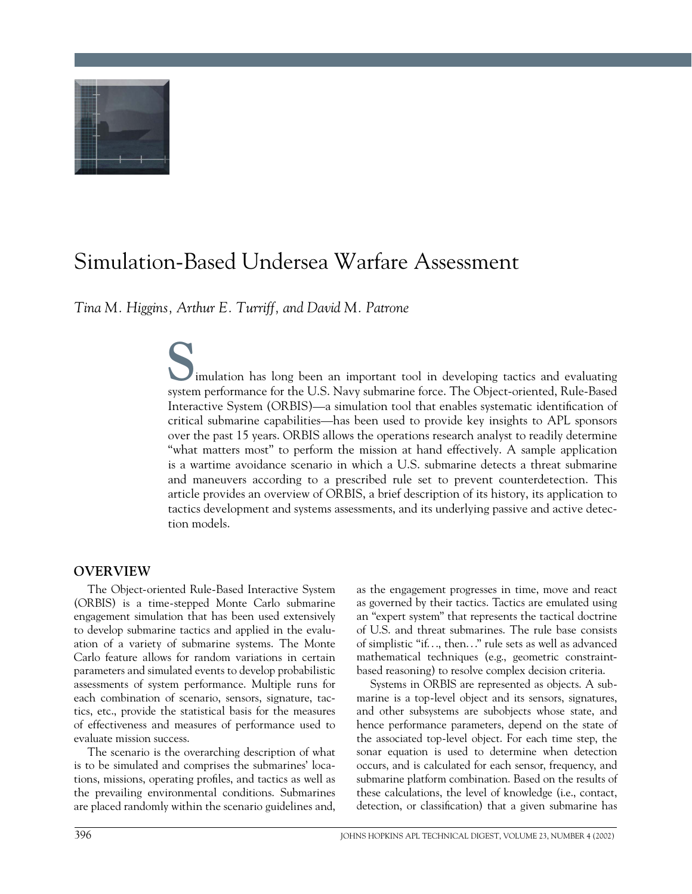# Simulation-Based Undersea Warfare Assessment

*Tina M. Higgins, Arthur E. Turriff, and David M. Patrone*

Simulation has long been an important tool in developing tactics and evaluating system performance for the U.S. Navy submarine force. The Object-oriented, Rule-Based Interactive System (ORBIS)—a simulation tool that enables systematic identification of critical submarine capabilities—has been used to provide key insights to APL sponsors over the past 15 years. ORBIS allows the operations research analyst to readily determine "what matters most" to perform the mission at hand effectively. A sample application is a wartime avoidance scenario in which a U.S. submarine detects a threat submarine and maneuvers according to a prescribed rule set to prevent counterdetection. This article provides an overview of ORBIS, a brief description of its history, its application to tactics development and systems assessments, and its underlying passive and active detection models.

## OVERVIEW

The Object-oriented Rule-Based Interactive System (ORBIS) is a time-stepped Monte Carlo submarine engagement simulation that has been used extensively to develop submarine tactics and applied in the evaluation of a variety of submarine systems. The Monte Carlo feature allows for random variations in certain parameters and simulated events to develop probabilistic assessments of system performance. Multiple runs for each combination of scenario, sensors, signature, tactics, etc., provide the statistical basis for the measures of effectiveness and measures of performance used to evaluate mission success.

The scenario is the overarching description of what is to be simulated and comprises the submarines' locations, missions, operating profiles, and tactics as well as the prevailing environmental conditions. Submarines are placed randomly within the scenario guidelines and, as the engagement progresses in time, move and react as governed by their tactics. Tactics are emulated using an "expert system" that represents the tactical doctrine of U.S. and threat submarines. The rule base consists of simplistic "if…, then…" rule sets as well as advanced mathematical techniques (e.g., geometric constraint-based reasoning) to resolve complex decision criteria.

Systems in ORBIS are represented as objects. A submarine is a top-level object and its sensors, signatures, and other subsystems are subobjects whose state, and hence performance parameters, depend on the state of the associated top-level object. For each time step, the sonar equation is used to determine when detection occurs, and is calculated for each sensor, frequency, and submarine platform combination. Based on the results of these calculations, the level of knowledge (i.e., contact, detection, or classification) that a given submarine has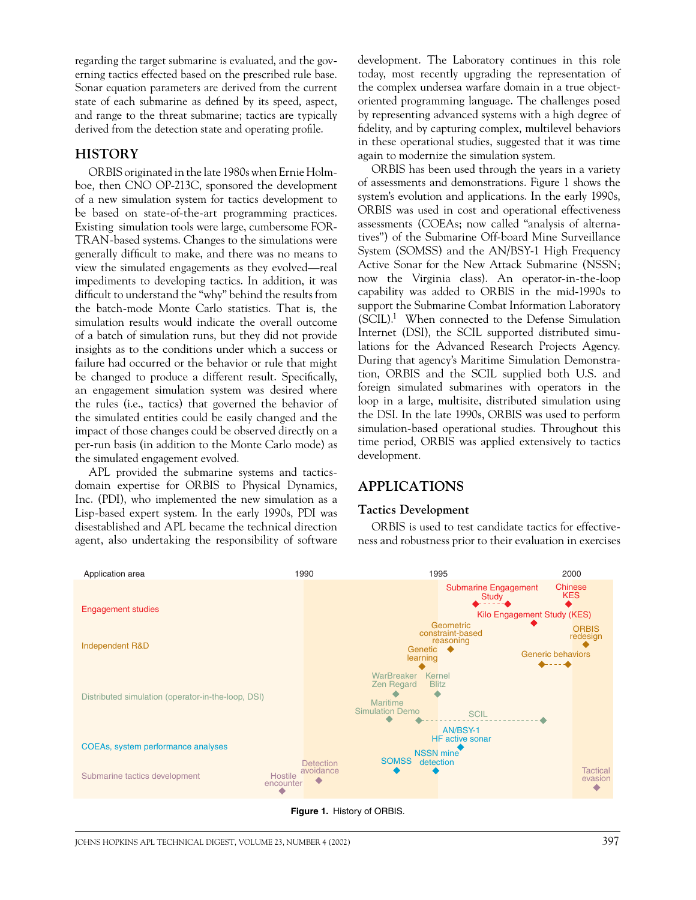regarding the target submarine is evaluated, and the governing tactics effected based on the prescribed rule base. Sonar equation parameters are derived from the current state of each submarine as defined by its speed, aspect, and range to the threat submarine; tactics are typically derived from the detection state and operating profile.

## HISTORY

ORBIS originated in the late 1980s when Ernie Holmboe, then CNO OP-213C, sponsored the development of a new simulation system for tactics development to be based on state-of-the-art programming practices. Existing simulation tools were large, cumbersome FORTRAN-based systems. Changes to the simulations were generally difficult to make, and there was no means to view the simulated engagements as they evolved—real impediments to developing tactics. In addition, it was difficult to understand the "why" behind the results from the batch-mode Monte Carlo statistics. That is, the simulation results would indicate the overall outcome of a batch of simulation runs, but they did not provide insights as to the conditions under which a success or failure had occurred or the behavior or rule that might be changed to produce a different result. Specifically, an engagement simulation system was desired where the rules (i.e., tactics) that governed the behavior of the simulated entities could be easily changed and the impact of those changes could be observed directly on a per-run basis (in addition to the Monte Carlo mode) as the simulated engagement evolved.

APL provided the submarine systems and tactics-domain expertise for ORBIS to Physical Dynamics, Inc. (PDI), who implemented the new simulation as a Lisp-based expert system. In the early 1990s, PDI was disestablished and APL became the technical direction agent, also undertaking the responsibility of software development. The Laboratory continues in this role today, most recently upgrading the representation of the complex undersea warfare domain in a true object-oriented programming language. The challenges posed by representing advanced systems with a high degree of fidelity, and by capturing complex, multilevel behaviors in these operational studies, suggested that it was time again to modernize the simulation system.

ORBIS has been used through the years in a variety of assessments and demonstrations. Figure 1 shows the system's evolution and applications. In the early 1990s, ORBIS was used in cost and operational effectiveness assessments (COEAs; now called "analysis of alternatives") of the Submarine Off-board Mine Surveillance System (SOMSS) and the AN/BSY-1 High Frequency Active Sonar for the New Attack Submarine (NSSN; now the Virginia class). An operator-in-the-loop capability was added to ORBIS in the mid-1990s to support the Submarine Combat Information Laboratory (SCIL).[1] When connected to the Defense Simulation Internet (DSI), the SCIL supported distributed simulations for the Advanced Research Projects Agency. During that agency's Maritime Simulation Demonstration, ORBIS and the SCIL supplied both U.S. and foreign simulated submarines with operators in the loop in a large, multisite, distributed simulation using the DSI. In the late 1990s, ORBIS was used to perform simulation-based operational studies. Throughout this time period, ORBIS was applied extensively to tactics development.

## APPLICATIONS

### Tactics Development

ORBIS is used to test candidate tactics for effectiveness and robustness prior to their evaluation in exercises

| Application area | Events (approx. 1988–2001; axis marks 1990, 1995, 2000) |
| --- | --- |
| Engagement studies | Submarine Engagement Study; Kilo Engagement Study (KES); Chinese KES |
| Independent R&D | Genetic learning; Geometric constraint-based reasoning; Generic behaviors; ORBIS redesign |
| Distributed simulation (operator-in-the-loop, DSI) | WarBreaker Zen Regard; Maritime Simulation Demo; Kernel Blitz; SCIL |
| COEAs, system performance analyses | SOMSS; NSSN mine detection; AN/BSY-1 HF active sonar |
| Submarine tactics development | Hostile encounter; Detection avoidance; Tactical evasion |

**Figure 1.** History of ORBIS.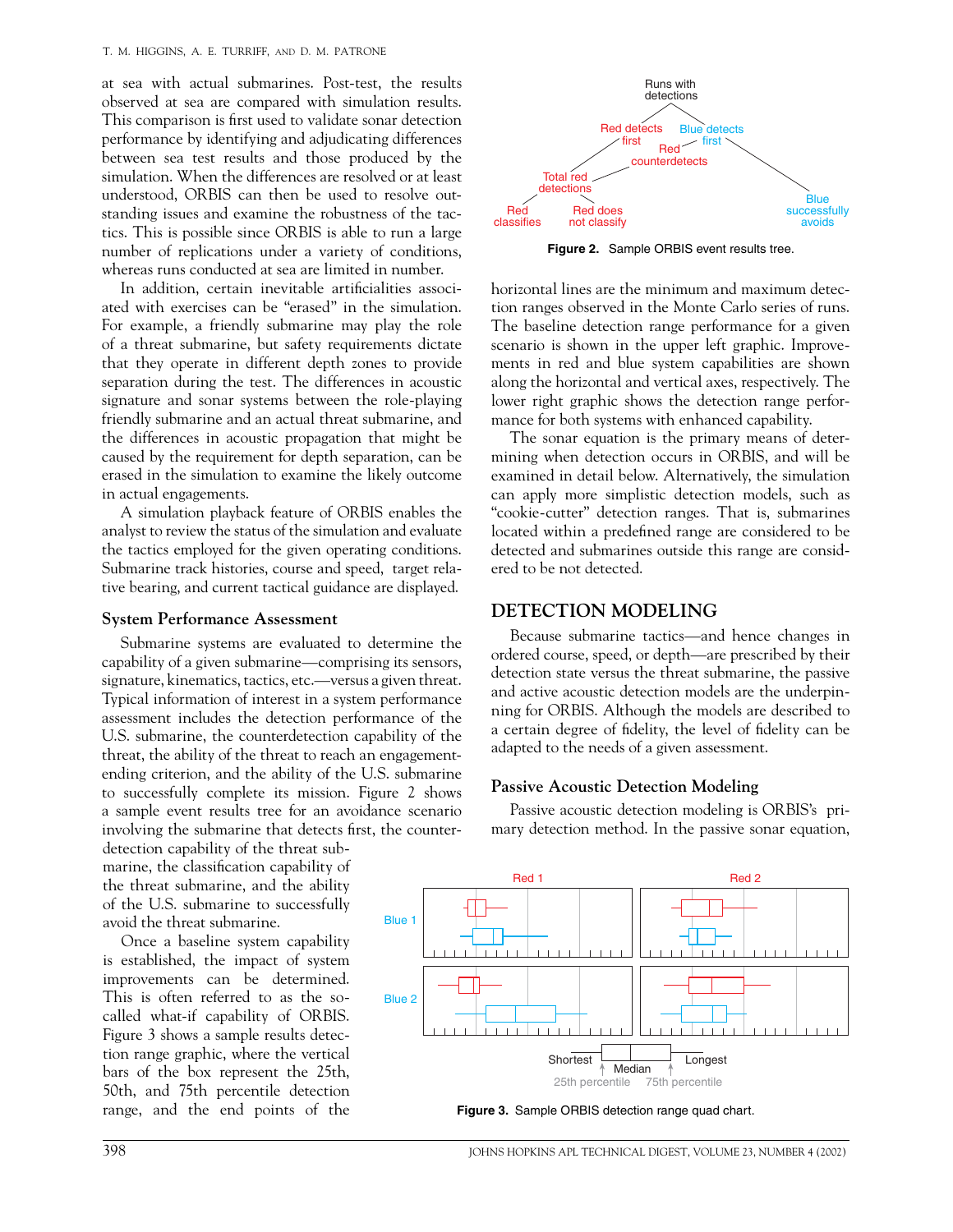at sea with actual submarines. Post-test, the results observed at sea are compared with simulation results. This comparison is first used to validate sonar detection performance by identifying and adjudicating differences between sea test results and those produced by the simulation. When the differences are resolved or at least understood, ORBIS can then be used to resolve outstanding issues and examine the robustness of the tactics. This is possible since ORBIS is able to run a large number of replications under a variety of conditions, whereas runs conducted at sea are limited in number.

In addition, certain inevitable artificialities associated with exercises can be "erased" in the simulation. For example, a friendly submarine may play the role of a threat submarine, but safety requirements dictate that they operate in different depth zones to provide separation during the test. The differences in acoustic signature and sonar systems between the role-playing friendly submarine and an actual threat submarine, and the differences in acoustic propagation that might be caused by the requirement for depth separation, can be erased in the simulation to examine the likely outcome in actual engagements.

A simulation playback feature of ORBIS enables the analyst to review the status of the simulation and evaluate the tactics employed for the given operating conditions. Submarine track histories, course and speed, target relative bearing, and current tactical guidance are displayed.

### System Performance Assessment

Submarine systems are evaluated to determine the capability of a given submarine—comprising its sensors, signature, kinematics, tactics, etc.—versus a given threat. Typical information of interest in a system performance assessment includes the detection performance of the U.S. submarine, the counterdetection capability of the threat, the ability of the threat to reach an engagement-ending criterion, and the ability of the U.S. submarine to successfully complete its mission. Figure 2 shows a sample event results tree for an avoidance scenario involving the submarine that detects first, the counterdetection capability of the threat submarine, the classification capability of the threat submarine, and the ability of the U.S. submarine to successfully avoid the threat submarine.

Once a baseline system capability is established, the impact of system improvements can be determined. This is often referred to as the so-called what-if capability of ORBIS. Figure 3 shows a sample results detection range graphic, where the vertical bars of the box represent the 25th, 50th, and 75th percentile detection range, and the end points of the horizontal lines are the minimum and maximum detection ranges observed in the Monte Carlo series of runs. The baseline detection range performance for a given scenario is shown in the upper left graphic. Improvements in red and blue system capabilities are shown along the horizontal and vertical axes, respectively. The lower right graphic shows the detection range performance for both systems with enhanced capability.

Runs with detections

Red detects first — Blue detects first — Red counterdetects

Total red detections — Blue successfully avoids

Red classifies — Red does not classify

**Figure 2.** Sample ORBIS event results tree.

The sonar equation is the primary means of determining when detection occurs in ORBIS, and will be examined in detail below. Alternatively, the simulation can apply more simplistic detection models, such as "cookie-cutter" detection ranges. That is, submarines located within a predefined range are considered to be detected and submarines outside this range are considered to be not detected.

## DETECTION MODELING

Because submarine tactics—and hence changes in ordered course, speed, or depth—are prescribed by their detection state versus the threat submarine, the passive and active acoustic detection models are the underpinning for ORBIS. Although the models are described to a certain degree of fidelity, the level of fidelity can be adapted to the needs of a given assessment.

### Passive Acoustic Detection Modeling

Passive acoustic detection modeling is ORBIS's primary detection method. In the passive sonar equation,

Red 1 | Red 2 | Blue 1 | Blue 2

Shortest | Median | Longest | 25th percentile | 75th percentile

**Figure 3.** Sample ORBIS detection range quad chart.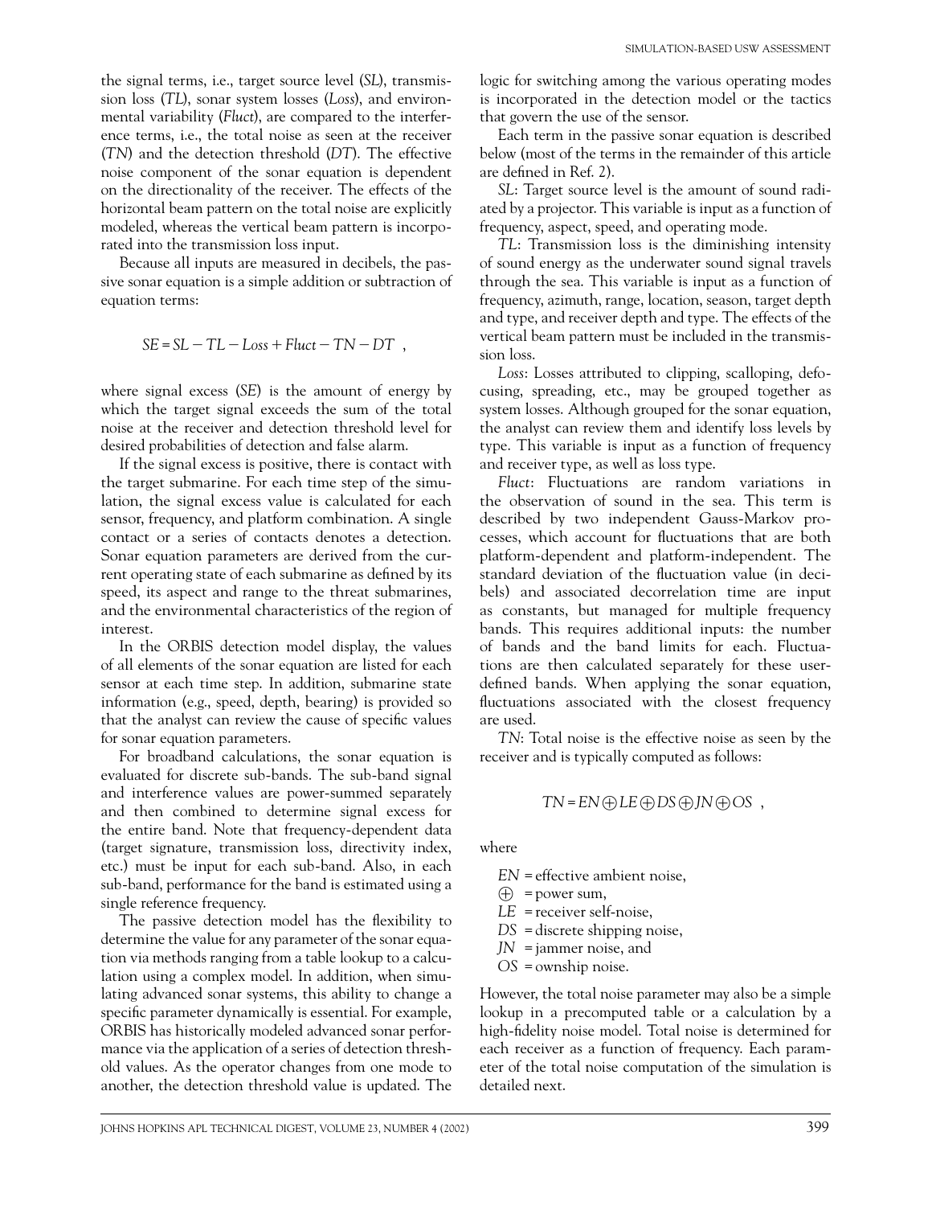the signal terms, i.e., target source level (*SL*), transmission loss (*TL*), sonar system losses (*Loss*), and environmental variability (*Fluct*), are compared to the interference terms, i.e., the total noise as seen at the receiver (*TN*) and the detection threshold (*DT*). The effective noise component of the sonar equation is dependent on the directionality of the receiver. The effects of the horizontal beam pattern on the total noise are explicitly modeled, whereas the vertical beam pattern is incorporated into the transmission loss input.

Because all inputs are measured in decibels, the passive sonar equation is a simple addition or subtraction of equation terms:

$$SE = SL - TL - Loss + Fluct - TN - DT \quad ,$$

where signal excess (*SE*) is the amount of energy by which the target signal exceeds the sum of the total noise at the receiver and detection threshold level for desired probabilities of detection and false alarm.

If the signal excess is positive, there is contact with the target submarine. For each time step of the simulation, the signal excess value is calculated for each sensor, frequency, and platform combination. A single contact or a series of contacts denotes a detection. Sonar equation parameters are derived from the current operating state of each submarine as defined by its speed, its aspect and range to the threat submarines, and the environmental characteristics of the region of interest.

In the ORBIS detection model display, the values of all elements of the sonar equation are listed for each sensor at each time step. In addition, submarine state information (e.g., speed, depth, bearing) is provided so that the analyst can review the cause of specific values for sonar equation parameters.

For broadband calculations, the sonar equation is evaluated for discrete sub-bands. The sub-band signal and interference values are power-summed separately and then combined to determine signal excess for the entire band. Note that frequency-dependent data (target signature, transmission loss, directivity index, etc.) must be input for each sub-band. Also, in each sub-band, performance for the band is estimated using a single reference frequency.

The passive detection model has the flexibility to determine the value for any parameter of the sonar equation via methods ranging from a table lookup to a calculation using a complex model. In addition, when simulating advanced sonar systems, this ability to change a specific parameter dynamically is essential. For example, ORBIS has historically modeled advanced sonar performance via the application of a series of detection threshold values. As the operator changes from one mode to another, the detection threshold value is updated. The logic for switching among the various operating modes is incorporated in the detection model or the tactics that govern the use of the sensor.

Each term in the passive sonar equation is described below (most of the terms in the remainder of this article are defined in Ref. 2).

*SL*: Target source level is the amount of sound radiated by a projector. This variable is input as a function of frequency, aspect, speed, and operating mode.

*TL*: Transmission loss is the diminishing intensity of sound energy as the underwater sound signal travels through the sea. This variable is input as a function of frequency, azimuth, range, location, season, target depth and type, and receiver depth and type. The effects of the vertical beam pattern must be included in the transmission loss.

*Loss*: Losses attributed to clipping, scalloping, defocusing, spreading, etc., may be grouped together as system losses. Although grouped for the sonar equation, the analyst can review them and identify loss levels by type. This variable is input as a function of frequency and receiver type, as well as loss type.

*Fluct*: Fluctuations are random variations in the observation of sound in the sea. This term is described by two independent Gauss-Markov processes, which account for fluctuations that are both platform-dependent and platform-independent. The standard deviation of the fluctuation value (in decibels) and associated decorrelation time are input as constants, but managed for multiple frequency bands. This requires additional inputs: the number of bands and the band limits for each. Fluctuations are then calculated separately for these user-defined bands. When applying the sonar equation, fluctuations associated with the closest frequency are used.

*TN*: Total noise is the effective noise as seen by the receiver and is typically computed as follows:

$$TN = EN \oplus LE \oplus DS \oplus JN \oplus OS \quad ,$$

where

- $EN$ = effective ambient noise,
- $\oplus$ = power sum,
- $LE$ = receiver self-noise,
- $DS$ = discrete shipping noise,
- $JN$ = jammer noise, and
- $OS$ = ownship noise.

However, the total noise parameter may also be a simple lookup in a precomputed table or a calculation by a high-fidelity noise model. Total noise is determined for each receiver as a function of frequency. Each parameter of the total noise computation of the simulation is detailed next.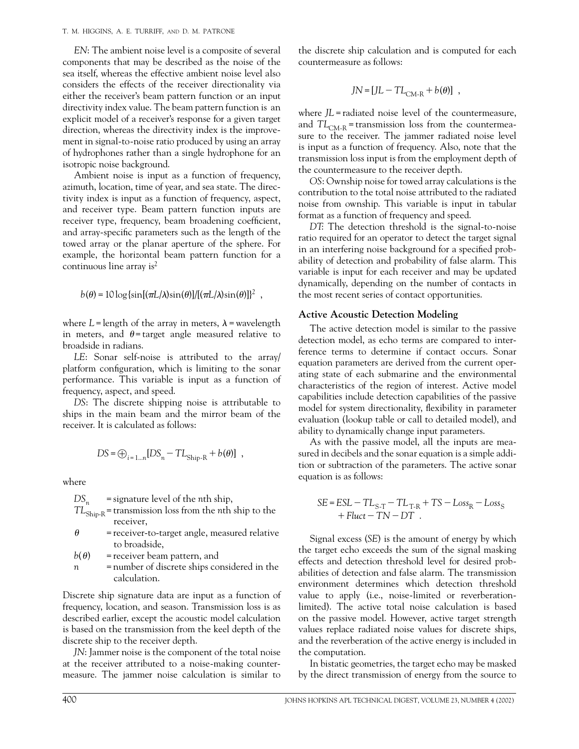*EN*: The ambient noise level is a composite of several components that may be described as the noise of the sea itself, whereas the effective ambient noise level also considers the effects of the receiver directionality via either the receiver's beam pattern function or an input directivity index value. The beam pattern function is an explicit model of a receiver's response for a given target direction, whereas the directivity index is the improvement in signal-to-noise ratio produced by using an array of hydrophones rather than a single hydrophone for an isotropic noise background.

Ambient noise is input as a function of frequency, azimuth, location, time of year, and sea state. The directivity index is input as a function of frequency, aspect, and receiver type. Beam pattern function inputs are receiver type, frequency, beam broadening coefficient, and array-specific parameters such as the length of the towed array or the planar aperture of the sphere. For example, the horizontal beam pattern function for a continuous line array is[2]

$$b(\theta) = 10\log\{\sin[(\pi L/\lambda)\sin(\theta)]/[(\pi L/\lambda)\sin(\theta)]\}^2 \ ,$$

where $L$ = length of the array in meters, $\lambda$ = wavelength in meters, and $\theta$ = target angle measured relative to broadside in radians.

*LE*: Sonar self-noise is attributed to the array/platform configuration, which is limiting to the sonar performance. This variable is input as a function of frequency, aspect, and speed.

*DS*: The discrete shipping noise is attributable to ships in the main beam and the mirror beam of the receiver. It is calculated as follows:

$$DS = \oplus_{i=1...n}[DS_n - TL_{\text{Ship-R}} + b(\theta)] \ ,$$

where

- $DS_n$ = signature level of the $n$th ship,
- $TL_{\text{Ship-R}}$ = transmission loss from the $n$th ship to the receiver,
- $\theta$ = receiver-to-target angle, measured relative to broadside,
- $b(\theta)$ = receiver beam pattern, and
- $n$ = number of discrete ships considered in the calculation.

Discrete ship signature data are input as a function of frequency, location, and season. Transmission loss is as described earlier, except the acoustic model calculation is based on the transmission from the keel depth of the discrete ship to the receiver depth.

*JN*: Jammer noise is the component of the total noise at the receiver attributed to a noise-making countermeasure. The jammer noise calculation is similar to the discrete ship calculation and is computed for each countermeasure as follows:

$$JN = [JL - TL_{\text{CM-R}} + b(\theta)] \ ,$$

where $JL$ = radiated noise level of the countermeasure, and $TL_{\text{CM-R}}$ = transmission loss from the countermeasure to the receiver. The jammer radiated noise level is input as a function of frequency. Also, note that the transmission loss input is from the employment depth of the countermeasure to the receiver depth.

*OS*: Ownship noise for towed array calculations is the contribution to the total noise attributed to the radiated noise from ownship. This variable is input in tabular format as a function of frequency and speed.

*DT*: The detection threshold is the signal-to-noise ratio required for an operator to detect the target signal in an interfering noise background for a specified probability of detection and probability of false alarm. This variable is input for each receiver and may be updated dynamically, depending on the number of contacts in the most recent series of contact opportunities.

## Active Acoustic Detection Modeling

The active detection model is similar to the passive detection model, as echo terms are compared to interference terms to determine if contact occurs. Sonar equation parameters are derived from the current operating state of each submarine and the environmental characteristics of the region of interest. Active model capabilities include detection capabilities of the passive model for system directionality, flexibility in parameter evaluation (lookup table or call to detailed model), and ability to dynamically change input parameters.

As with the passive model, all the inputs are measured in decibels and the sonar equation is a simple addition or subtraction of the parameters. The active sonar equation is as follows:

$$SE = ESL - TL_{\text{S-T}} - TL_{\text{T-R}} + TS - Loss_{\text{R}} - Loss_{\text{S}} + Fluct - TN - DT \ .$$

Signal excess ($SE$) is the amount of energy by which the target echo exceeds the sum of the signal masking effects and detection threshold level for desired probabilities of detection and false alarm. The transmission environment determines which detection threshold value to apply (i.e., noise-limited or reverberation-limited). The active total noise calculation is based on the passive model. However, active target strength values replace radiated noise values for discrete ships, and the reverberation of the active energy is included in the computation.

In bistatic geometries, the target echo may be masked by the direct transmission of energy from the source to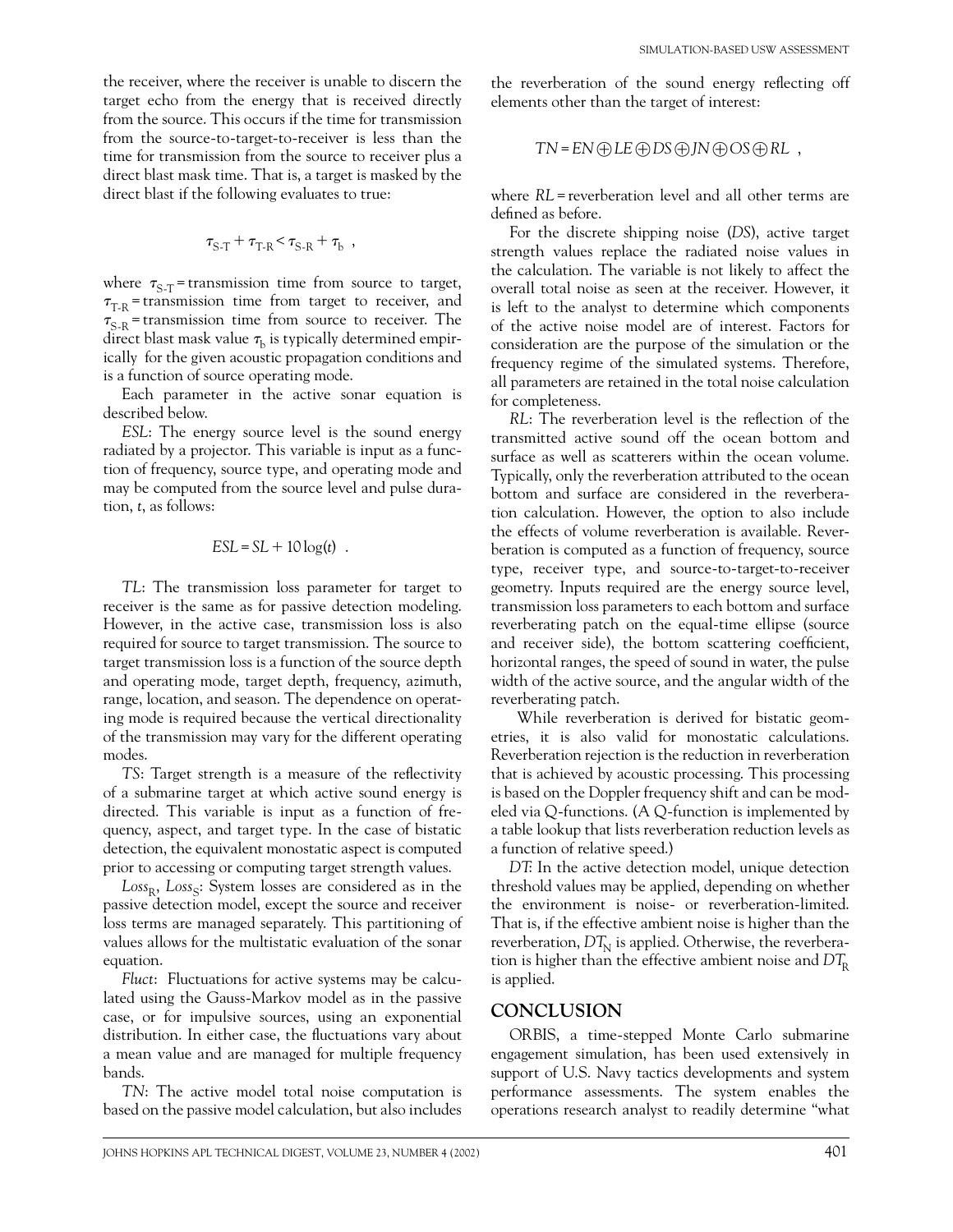the receiver, where the receiver is unable to discern the target echo from the energy that is received directly from the source. This occurs if the time for transmission from the source-to-target-to-receiver is less than the time for transmission from the source to receiver plus a direct blast mask time. That is, a target is masked by the direct blast if the following evaluates to true:

$$\tau_{S\text{-}T} + \tau_{T\text{-}R} < \tau_{S\text{-}R} + \tau_b \ ,$$

where $\tau_{S\text{-}T}$ = transmission time from source to target, $\tau_{T\text{-}R}$ = transmission time from target to receiver, and $\tau_{S\text{-}R}$ = transmission time from source to receiver. The direct blast mask value $\tau_b$ is typically determined empirically for the given acoustic propagation conditions and is a function of source operating mode.

Each parameter in the active sonar equation is described below.

*ESL*: The energy source level is the sound energy radiated by a projector. This variable is input as a function of frequency, source type, and operating mode and may be computed from the source level and pulse duration, *t*, as follows:

$$ESL = SL + 10\log(t) \ .$$

*TL*: The transmission loss parameter for target to receiver is the same as for passive detection modeling. However, in the active case, transmission loss is also required for source to target transmission. The source to target transmission loss is a function of the source depth and operating mode, target depth, frequency, azimuth, range, location, and season. The dependence on operating mode is required because the vertical directionality of the transmission may vary for the different operating modes.

*TS*: Target strength is a measure of the reflectivity of a submarine target at which active sound energy is directed. This variable is input as a function of frequency, aspect, and target type. In the case of bistatic detection, the equivalent monostatic aspect is computed prior to accessing or computing target strength values.

$Loss_R$, $Loss_S$: System losses are considered as in the passive detection model, except the source and receiver loss terms are managed separately. This partitioning of values allows for the multistatic evaluation of the sonar equation.

*Fluct*: Fluctuations for active systems may be calculated using the Gauss-Markov model as in the passive case, or for impulsive sources, using an exponential distribution. In either case, the fluctuations vary about a mean value and are managed for multiple frequency bands.

*TN*: The active model total noise computation is based on the passive model calculation, but also includes the reverberation of the sound energy reflecting off elements other than the target of interest:

$$TN = EN \oplus LE \oplus DS \oplus JN \oplus OS \oplus RL \ ,$$

where *RL* = reverberation level and all other terms are defined as before.

For the discrete shipping noise (*DS*), active target strength values replace the radiated noise values in the calculation. The variable is not likely to affect the overall total noise as seen at the receiver. However, it is left to the analyst to determine which components of the active noise model are of interest. Factors for consideration are the purpose of the simulation or the frequency regime of the simulated systems. Therefore, all parameters are retained in the total noise calculation for completeness.

*RL*: The reverberation level is the reflection of the transmitted active sound off the ocean bottom and surface as well as scatterers within the ocean volume. Typically, only the reverberation attributed to the ocean bottom and surface are considered in the reverberation calculation. However, the option to also include the effects of volume reverberation is available. Reverberation is computed as a function of frequency, source type, receiver type, and source-to-target-to-receiver geometry. Inputs required are the energy source level, transmission loss parameters to each bottom and surface reverberating patch on the equal-time ellipse (source and receiver side), the bottom scattering coefficient, horizontal ranges, the speed of sound in water, the pulse width of the active source, and the angular width of the reverberating patch.

While reverberation is derived for bistatic geometries, it is also valid for monostatic calculations. Reverberation rejection is the reduction in reverberation that is achieved by acoustic processing. This processing is based on the Doppler frequency shift and can be modeled via Q-functions. (A Q-function is implemented by a table lookup that lists reverberation reduction levels as a function of relative speed.)

*DT*: In the active detection model, unique detection threshold values may be applied, depending on whether the environment is noise- or reverberation-limited. That is, if the effective ambient noise is higher than the reverberation, $DT_N$ is applied. Otherwise, the reverberation is higher than the effective ambient noise and $DT_R$ is applied.

## CONCLUSION

ORBIS, a time-stepped Monte Carlo submarine engagement simulation, has been used extensively in support of U.S. Navy tactics developments and system performance assessments. The system enables the operations research analyst to readily determine "what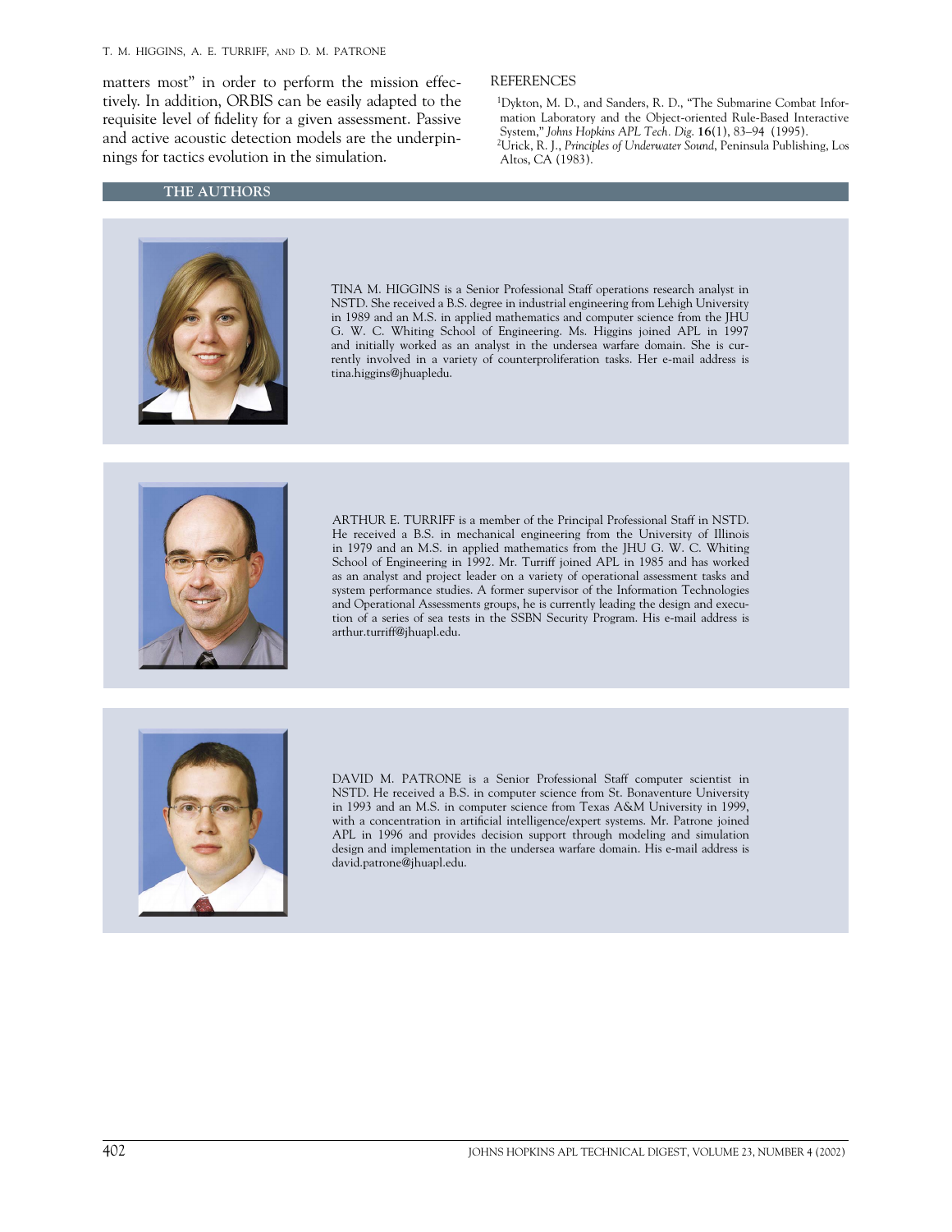matters most" in order to perform the mission effectively. In addition, ORBIS can be easily adapted to the requisite level of fidelity for a given assessment. Passive and active acoustic detection models are the underpinnings for tactics evolution in the simulation.

## REFERENCES

[1]Dykton, M. D., and Sanders, R. D., "The Submarine Combat Information Laboratory and the Object-oriented Rule-Based Interactive System," *Johns Hopkins APL Tech. Dig.* **16**(1), 83–94 (1995).

[2]Urick, R. J., *Principles of Underwater Sound*, Peninsula Publishing, Los Altos, CA (1983).

## THE AUTHORS

TINA M. HIGGINS is a Senior Professional Staff operations research analyst in NSTD. She received a B.S. degree in industrial engineering from Lehigh University in 1989 and an M.S. in applied mathematics and computer science from the JHU G. W. C. Whiting School of Engineering. Ms. Higgins joined APL in 1997 and initially worked as an analyst in the undersea warfare domain. She is currently involved in a variety of counterproliferation tasks. Her e-mail address is tina.higgins@jhuapledu.

ARTHUR E. TURRIFF is a member of the Principal Professional Staff in NSTD. He received a B.S. in mechanical engineering from the University of Illinois in 1979 and an M.S. in applied mathematics from the JHU G. W. C. Whiting School of Engineering in 1992. Mr. Turriff joined APL in 1985 and has worked as an analyst and project leader on a variety of operational assessment tasks and system performance studies. A former supervisor of the Information Technologies and Operational Assessments groups, he is currently leading the design and execution of a series of sea tests in the SSBN Security Program. His e-mail address is arthur.turriff@jhuapl.edu.

DAVID M. PATRONE is a Senior Professional Staff computer scientist in NSTD. He received a B.S. in computer science from St. Bonaventure University in 1993 and an M.S. in computer science from Texas A&M University in 1999, with a concentration in artificial intelligence/expert systems. Mr. Patrone joined APL in 1996 and provides decision support through modeling and simulation design and implementation in the undersea warfare domain. His e-mail address is david.patrone@jhuapl.edu.